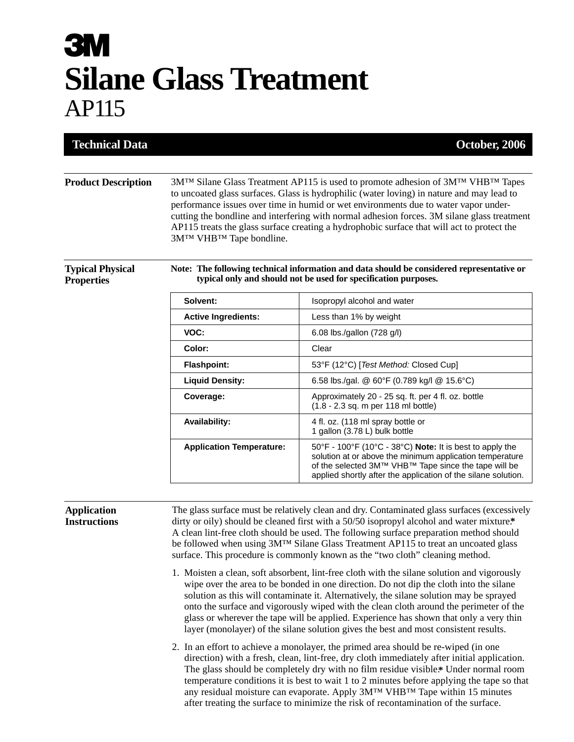# 3M

# Silane Glass Treatment

## AP115

**Technical Data** — **October, 2006**

---

### Product Description

3M™ Silane Glass Treatment AP115 is used to promote adhesion of 3M™ VHB™ Tapes to uncoated glass surfaces. Glass is hydrophilic (water loving) in nature and may lead to performance issues over time in humid or wet environments due to water vapor under-cutting the bondline and interfering with normal adhesion forces. 3M silane glass treatment AP115 treats the glass surface creating a hydrophobic surface that will act to protect the 3M™ VHB™ Tape bondline.

### Typical Physical Properties

**Note: The following technical information and data should be considered representative or typical only and should not be used for specification purposes.**

| Property | Value |
|---|---|
| **Solvent:** | Isopropyl alcohol and water |
| **Active Ingredients:** | Less than 1% by weight |
| **VOC:** | 6.08 lbs./gallon (728 g/l) |
| **Color:** | Clear |
| **Flashpoint:** | 53°F (12°C) [*Test Method:* Closed Cup] |
| **Liquid Density:** | 6.58 lbs./gal. @ 60°F (0.789 kg/l @ 15.6°C) |
| **Coverage:** | Approximately 20 - 25 sq. ft. per 4 fl. oz. bottle (1.8 - 2.3 sq. m per 118 ml bottle) |
| **Availability:** | 4 fl. oz. (118 ml spray bottle or 1 gallon (3.78 L) bulk bottle |
| **Application Temperature:** | 50°F - 100°F (10°C - 38°C) **Note:** It is best to apply the solution at or above the minimum application temperature of the selected 3M™ VHB™ Tape since the tape will be applied shortly after the application of the silane solution. |

### Application Instructions

The glass surface must be relatively clean and dry. Contaminated glass surfaces (excessively dirty or oily) should be cleaned first with a 50/50 isopropyl alcohol and water mixture.* A clean lint-free cloth should be used. The following surface preparation method should be followed when using 3M™ Silane Glass Treatment AP115 to treat an uncoated glass surface. This procedure is commonly known as the "two cloth" cleaning method.

1. Moisten a clean, soft absorbent, lint-free cloth with the silane solution and vigorously wipe over the area to be bonded in one direction. Do not dip the cloth into the silane solution as this will contaminate it. Alternatively, the silane solution may be sprayed onto the surface and vigorously wiped with the clean cloth around the perimeter of the glass or wherever the tape will be applied. Experience has shown that only a very thin layer (monolayer) of the silane solution gives the best and most consistent results.

2. In an effort to achieve a monolayer, the primed area should be re-wiped (in one direction) with a fresh, clean, lint-free, dry cloth immediately after initial application. The glass should be completely dry with no film residue visible.* Under normal room temperature conditions it is best to wait 1 to 2 minutes before applying the tape so that any residual moisture can evaporate. Apply 3M™ VHB™ Tape within 15 minutes after treating the surface to minimize the risk of recontamination of the surface.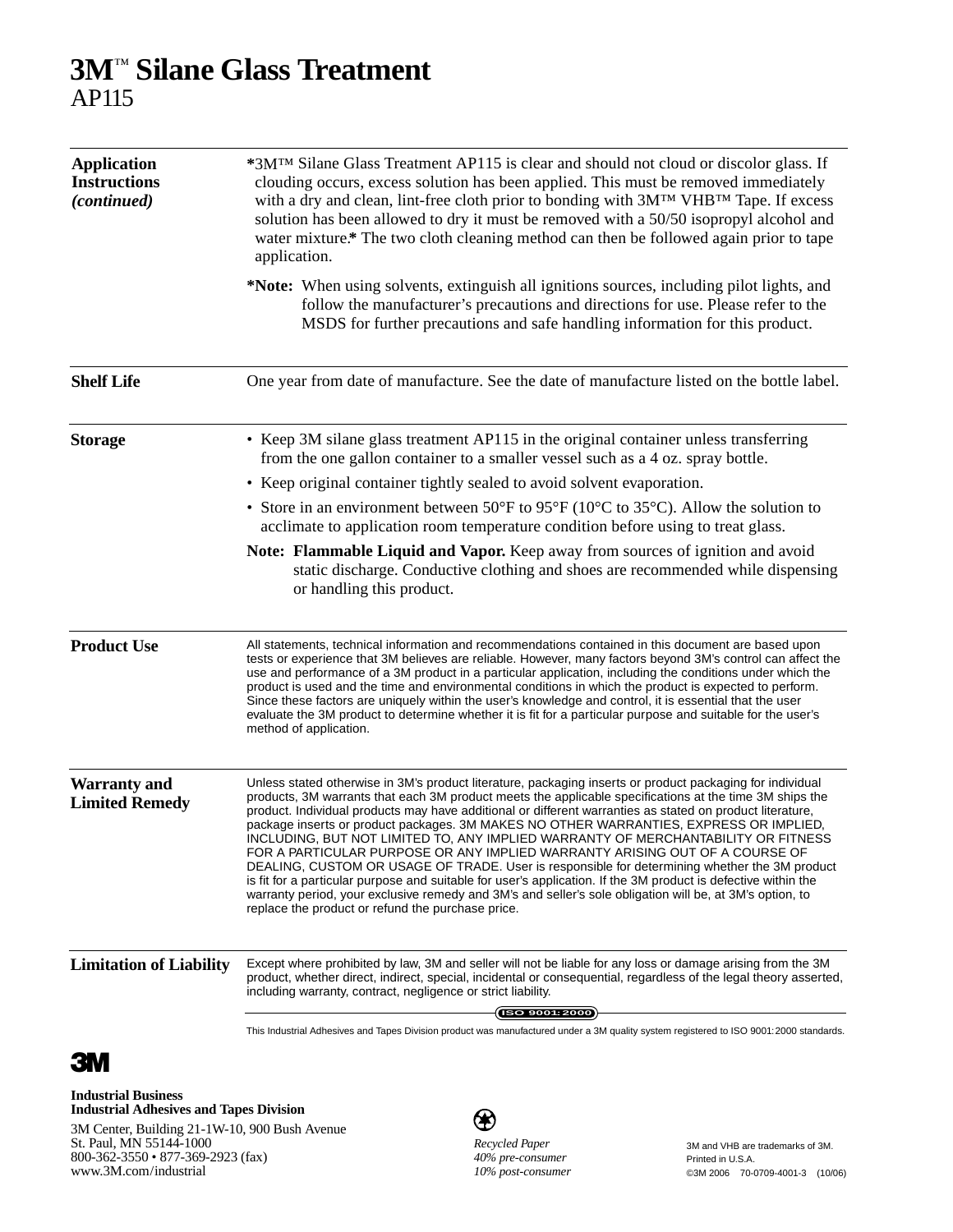# 3M™ Silane Glass Treatment
## AP115

**Application Instructions *(continued)***

***3M™ Silane Glass Treatment AP115 is clear and should not cloud or discolor glass. If clouding occurs, excess solution has been applied. This must be removed immediately with a dry and clean, lint-free cloth prior to bonding with 3M™ VHB™ Tape. If excess solution has been allowed to dry it must be removed with a 50/50 isopropyl alcohol and water mixture.*** The two cloth cleaning method can then be followed again prior to tape application.

***Note:** When using solvents, extinguish all ignitions sources, including pilot lights, and follow the manufacturer's precautions and directions for use. Please refer to the MSDS for further precautions and safe handling information for this product.

**Shelf Life**

One year from date of manufacture. See the date of manufacture listed on the bottle label.

**Storage**

- Keep 3M silane glass treatment AP115 in the original container unless transferring from the one gallon container to a smaller vessel such as a 4 oz. spray bottle.
- Keep original container tightly sealed to avoid solvent evaporation.
- Store in an environment between 50°F to 95°F (10°C to 35°C). Allow the solution to acclimate to application room temperature condition before using to treat glass.

**Note: Flammable Liquid and Vapor.** Keep away from sources of ignition and avoid static discharge. Conductive clothing and shoes are recommended while dispensing or handling this product.

**Product Use**

All statements, technical information and recommendations contained in this document are based upon tests or experience that 3M believes are reliable. However, many factors beyond 3M's control can affect the use and performance of a 3M product in a particular application, including the conditions under which the product is used and the time and environmental conditions in which the product is expected to perform. Since these factors are uniquely within the user's knowledge and control, it is essential that the user evaluate the 3M product to determine whether it is fit for a particular purpose and suitable for the user's method of application.

**Warranty and Limited Remedy**

Unless stated otherwise in 3M's product literature, packaging inserts or product packaging for individual products, 3M warrants that each 3M product meets the applicable specifications at the time 3M ships the product. Individual products may have additional or different warranties as stated on product literature, package inserts or product packages. 3M MAKES NO OTHER WARRANTIES, EXPRESS OR IMPLIED, INCLUDING, BUT NOT LIMITED TO, ANY IMPLIED WARRANTY OF MERCHANTABILITY OR FITNESS FOR A PARTICULAR PURPOSE OR ANY IMPLIED WARRANTY ARISING OUT OF A COURSE OF DEALING, CUSTOM OR USAGE OF TRADE. User is responsible for determining whether the 3M product is fit for a particular purpose and suitable for user's application. If the 3M product is defective within the warranty period, your exclusive remedy and 3M's and seller's sole obligation will be, at 3M's option, to replace the product or refund the purchase price.

**Limitation of Liability**

Except where prohibited by law, 3M and seller will not be liable for any loss or damage arising from the 3M product, whether direct, indirect, special, incidental or consequential, regardless of the legal theory asserted, including warranty, contract, negligence or strict liability.

ISO 9001:2000

This Industrial Adhesives and Tapes Division product was manufactured under a 3M quality system registered to ISO 9001:2000 standards.

3M

**Industrial Business**
**Industrial Adhesives and Tapes Division**

3M Center, Building 21-1W-10, 900 Bush Avenue
St. Paul, MN 55144-1000
800-362-3550 • 877-369-2923 (fax)
www.3M.com/industrial

*Recycled Paper*
*40% pre-consumer*
*10% post-consumer*

3M and VHB are trademarks of 3M.
Printed in U.S.A.
©3M 2006 70-0709-4001-3 (10/06)